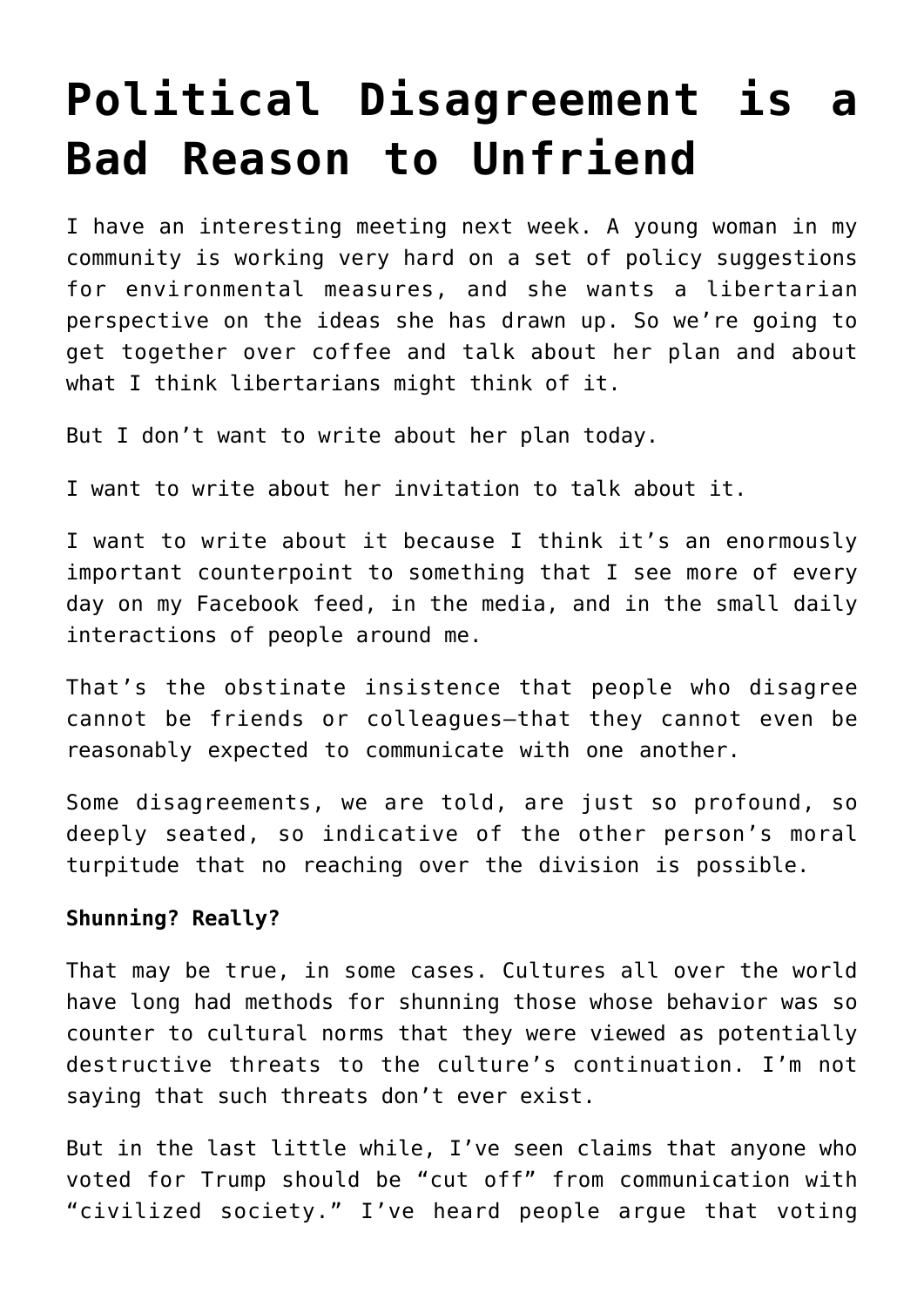# Political Disagreement is a Bad Reason to Unfriend

I have an interesting meeting next week. A young woman in my community is working very hard on a set of policy suggestions for environmental measures, and she wants a libertarian perspective on the ideas she has drawn up. So we're going to get together over coffee and talk about her plan and about what I think libertarians might think of it.

But I don't want to write about her plan today.

I want to write about her invitation to talk about it.

I want to write about it because I think it's an enormously important counterpoint to something that I see more of every day on my Facebook feed, in the media, and in the small daily interactions of people around me.

That's the obstinate insistence that people who disagree cannot be friends or colleagues—that they cannot even be reasonably expected to communicate with one another.

Some disagreements, we are told, are just so profound, so deeply seated, so indicative of the other person's moral turpitude that no reaching over the division is possible.

**Shunning? Really?**

That may be true, in some cases. Cultures all over the world have long had methods for shunning those whose behavior was so counter to cultural norms that they were viewed as potentially destructive threats to the culture's continuation. I'm not saying that such threats don't ever exist.

But in the last little while, I've seen claims that anyone who voted for Trump should be "cut off" from communication with "civilized society." I've heard people argue that voting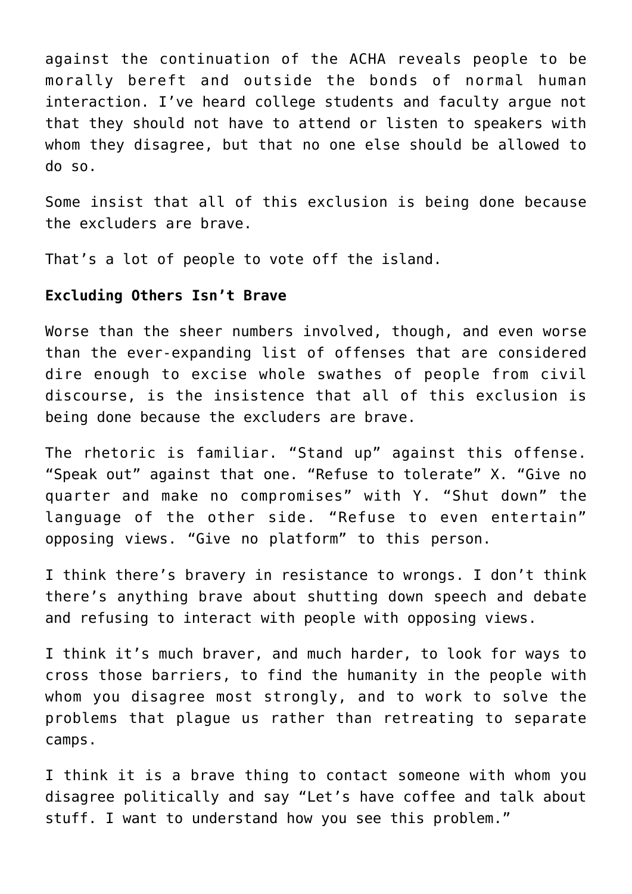against the continuation of the ACHA reveals people to be morally bereft and outside the bonds of normal human interaction. I've heard college students and faculty argue not that they should not have to attend or listen to speakers with whom they disagree, but that no one else should be allowed to do so.

Some insist that all of this exclusion is being done because the excluders are brave.

That's a lot of people to vote off the island.

**Excluding Others Isn't Brave**

Worse than the sheer numbers involved, though, and even worse than the ever-expanding list of offenses that are considered dire enough to excise whole swathes of people from civil discourse, is the insistence that all of this exclusion is being done because the excluders are brave.

The rhetoric is familiar. "Stand up" against this offense. "Speak out" against that one. "Refuse to tolerate" X. "Give no quarter and make no compromises" with Y. "Shut down" the language of the other side. "Refuse to even entertain" opposing views. "Give no platform" to this person.

I think there's bravery in resistance to wrongs. I don't think there's anything brave about shutting down speech and debate and refusing to interact with people with opposing views.

I think it's much braver, and much harder, to look for ways to cross those barriers, to find the humanity in the people with whom you disagree most strongly, and to work to solve the problems that plague us rather than retreating to separate camps.

I think it is a brave thing to contact someone with whom you disagree politically and say "Let's have coffee and talk about stuff. I want to understand how you see this problem."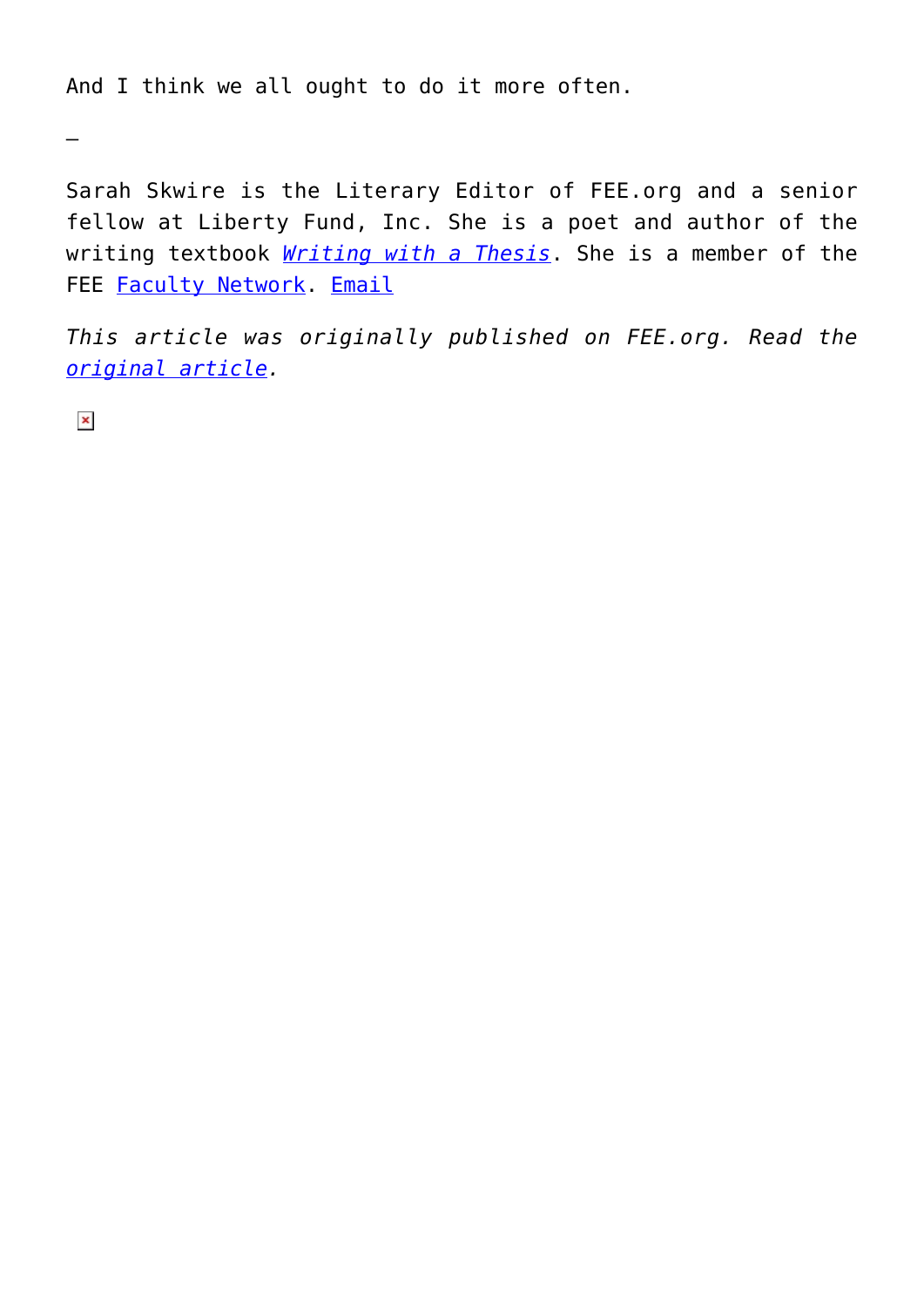And I think we all ought to do it more often.

—

Sarah Skwire is the Literary Editor of FEE.org and a senior fellow at Liberty Fund, Inc. She is a poet and author of the writing textbook *Writing with a Thesis*. She is a member of the FEE Faculty Network. Email

*This article was originally published on FEE.org. Read the original article.*